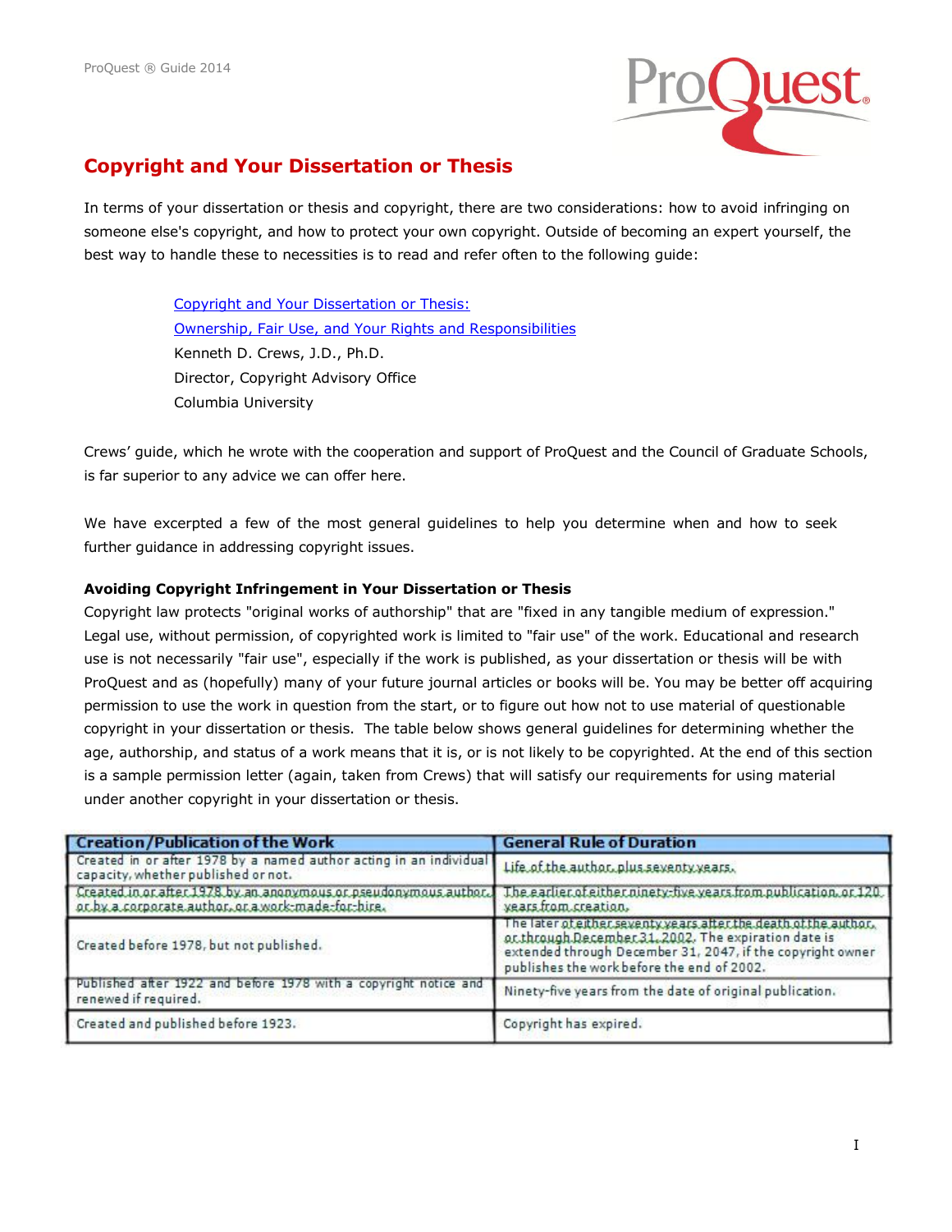# Copyright and Your Dissertation or Thesis

In terms of your dissertation or thesis and copyright, there are two considerations: how to avoid infringing on someone else's copyright, and how to protect your own copyright. Outside of becoming an expert yourself, the best way to handle these to necessities is to read and refer often to the following guide:

> Copyright and Your Dissertation or Thesis:
> Ownership, Fair Use, and Your Rights and Responsibilities
> Kenneth D. Crews, J.D., Ph.D.
> Director, Copyright Advisory Office
> Columbia University

Crews' guide, which he wrote with the cooperation and support of ProQuest and the Council of Graduate Schools, is far superior to any advice we can offer here.

We have excerpted a few of the most general guidelines to help you determine when and how to seek further guidance in addressing copyright issues.

**Avoiding Copyright Infringement in Your Dissertation or Thesis**

Copyright law protects "original works of authorship" that are "fixed in any tangible medium of expression." Legal use, without permission, of copyrighted work is limited to "fair use" of the work. Educational and research use is not necessarily "fair use", especially if the work is published, as your dissertation or thesis will be with ProQuest and as (hopefully) many of your future journal articles or books will be. You may be better off acquiring permission to use the work in question from the start, or to figure out how not to use material of questionable copyright in your dissertation or thesis. The table below shows general guidelines for determining whether the age, authorship, and status of a work means that it is, or is not likely to be copyrighted. At the end of this section is a sample permission letter (again, taken from Crews) that will satisfy our requirements for using material under another copyright in your dissertation or thesis.

| Creation/Publication of the Work | General Rule of Duration |
|---|---|
| Created in or after 1978 by a named author acting in an individual capacity, whether published or not. | Life of the author, plus seventy years. |
| Created in or after 1978 by an anonymous or pseudonymous author, or by a corporate author, or a work-made-for-hire. | The earlier of either ninety-five years from publication, or 120 years from creation. |
| Created before 1978, but not published. | The later of either seventy years after the death of the author, or through December 31, 2002. The expiration date is extended through December 31, 2047, if the copyright owner publishes the work before the end of 2002. |
| Published after 1922 and before 1978 with a copyright notice and renewed if required. | Ninety-five years from the date of original publication. |
| Created and published before 1923. | Copyright has expired. |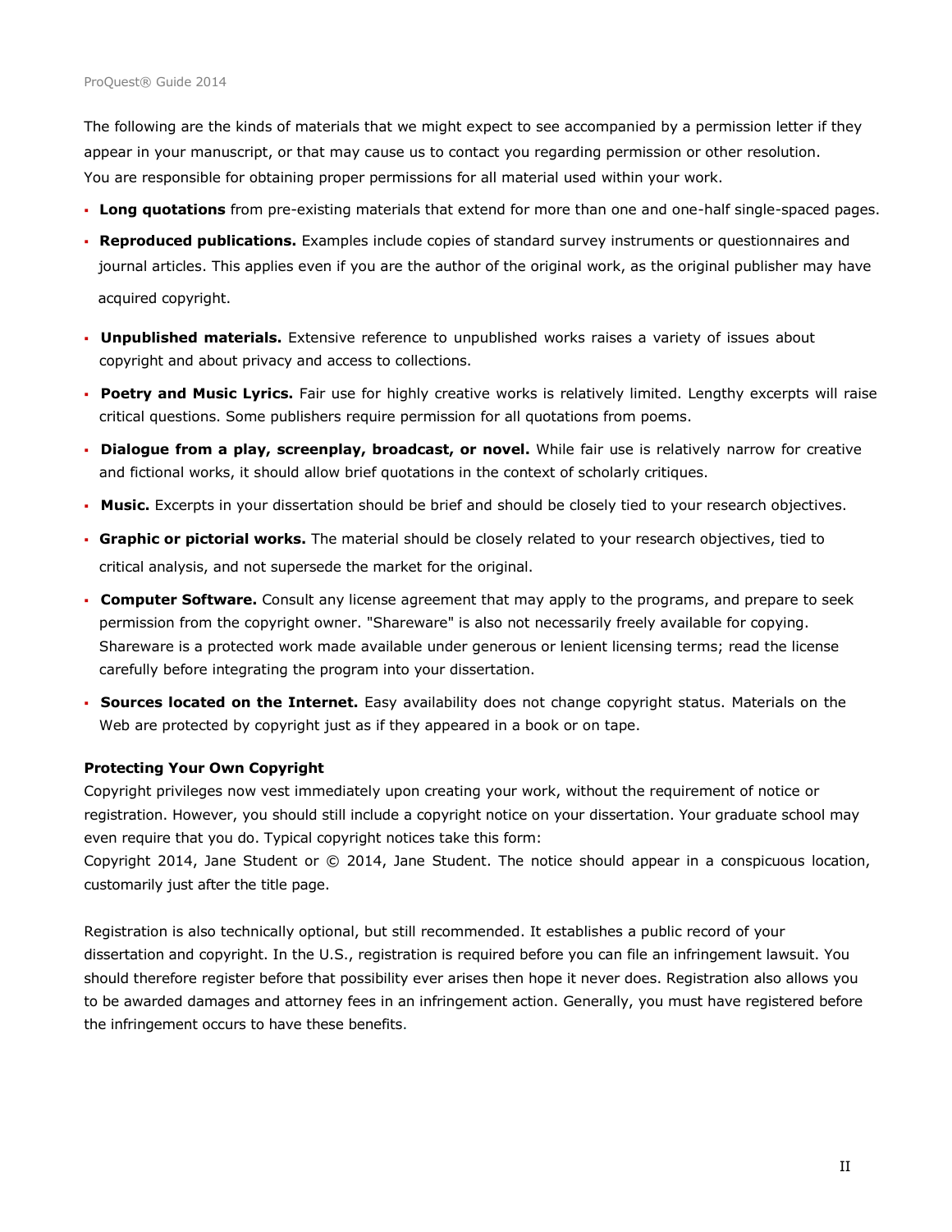The following are the kinds of materials that we might expect to see accompanied by a permission letter if they appear in your manuscript, or that may cause us to contact you regarding permission or other resolution. You are responsible for obtaining proper permissions for all material used within your work.

- **Long quotations** from pre-existing materials that extend for more than one and one-half single-spaced pages.
- **Reproduced publications.** Examples include copies of standard survey instruments or questionnaires and journal articles. This applies even if you are the author of the original work, as the original publisher may have acquired copyright.
- **Unpublished materials.** Extensive reference to unpublished works raises a variety of issues about copyright and about privacy and access to collections.
- **Poetry and Music Lyrics.** Fair use for highly creative works is relatively limited. Lengthy excerpts will raise critical questions. Some publishers require permission for all quotations from poems.
- **Dialogue from a play, screenplay, broadcast, or novel.** While fair use is relatively narrow for creative and fictional works, it should allow brief quotations in the context of scholarly critiques.
- **Music.** Excerpts in your dissertation should be brief and should be closely tied to your research objectives.
- **Graphic or pictorial works.** The material should be closely related to your research objectives, tied to critical analysis, and not supersede the market for the original.
- **Computer Software.** Consult any license agreement that may apply to the programs, and prepare to seek permission from the copyright owner. "Shareware" is also not necessarily freely available for copying. Shareware is a protected work made available under generous or lenient licensing terms; read the license carefully before integrating the program into your dissertation.
- **Sources located on the Internet.** Easy availability does not change copyright status. Materials on the Web are protected by copyright just as if they appeared in a book or on tape.

**Protecting Your Own Copyright**

Copyright privileges now vest immediately upon creating your work, without the requirement of notice or registration. However, you should still include a copyright notice on your dissertation. Your graduate school may even require that you do. Typical copyright notices take this form:
Copyright 2014, Jane Student or © 2014, Jane Student. The notice should appear in a conspicuous location, customarily just after the title page.

Registration is also technically optional, but still recommended. It establishes a public record of your dissertation and copyright. In the U.S., registration is required before you can file an infringement lawsuit. You should therefore register before that possibility ever arises then hope it never does. Registration also allows you to be awarded damages and attorney fees in an infringement action. Generally, you must have registered before the infringement occurs to have these benefits.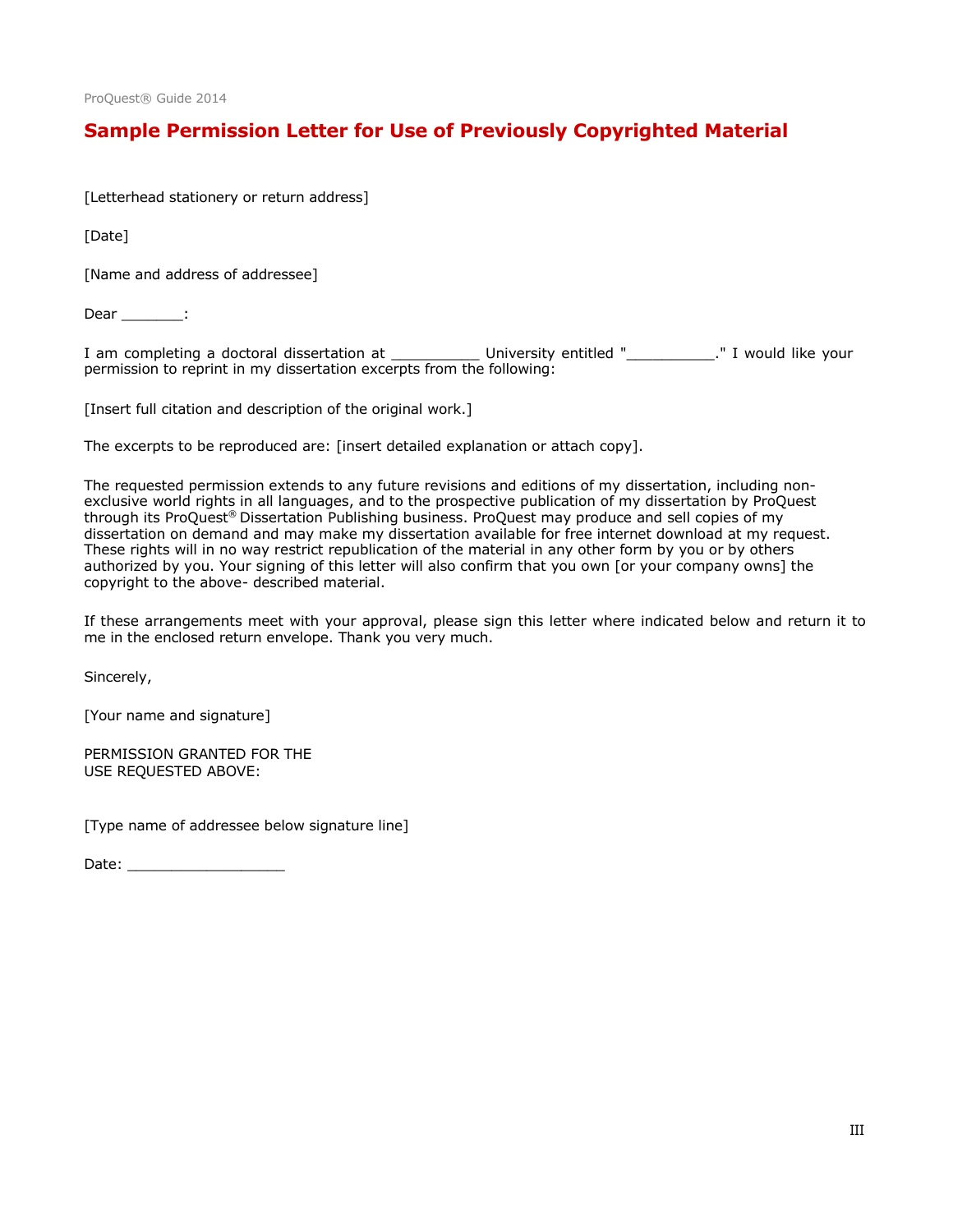## Sample Permission Letter for Use of Previously Copyrighted Material

[Letterhead stationery or return address]

[Date]

[Name and address of addressee]

Dear _______:

I am completing a doctoral dissertation at __________ University entitled "__________." I would like your permission to reprint in my dissertation excerpts from the following:

[Insert full citation and description of the original work.]

The excerpts to be reproduced are: [insert detailed explanation or attach copy].

The requested permission extends to any future revisions and editions of my dissertation, including non-exclusive world rights in all languages, and to the prospective publication of my dissertation by ProQuest through its ProQuest® Dissertation Publishing business. ProQuest may produce and sell copies of my dissertation on demand and may make my dissertation available for free internet download at my request. These rights will in no way restrict republication of the material in any other form by you or by others authorized by you. Your signing of this letter will also confirm that you own [or your company owns] the copyright to the above- described material.

If these arrangements meet with your approval, please sign this letter where indicated below and return it to me in the enclosed return envelope. Thank you very much.

Sincerely,

[Your name and signature]

PERMISSION GRANTED FOR THE
USE REQUESTED ABOVE:

[Type name of addressee below signature line]

Date: __________________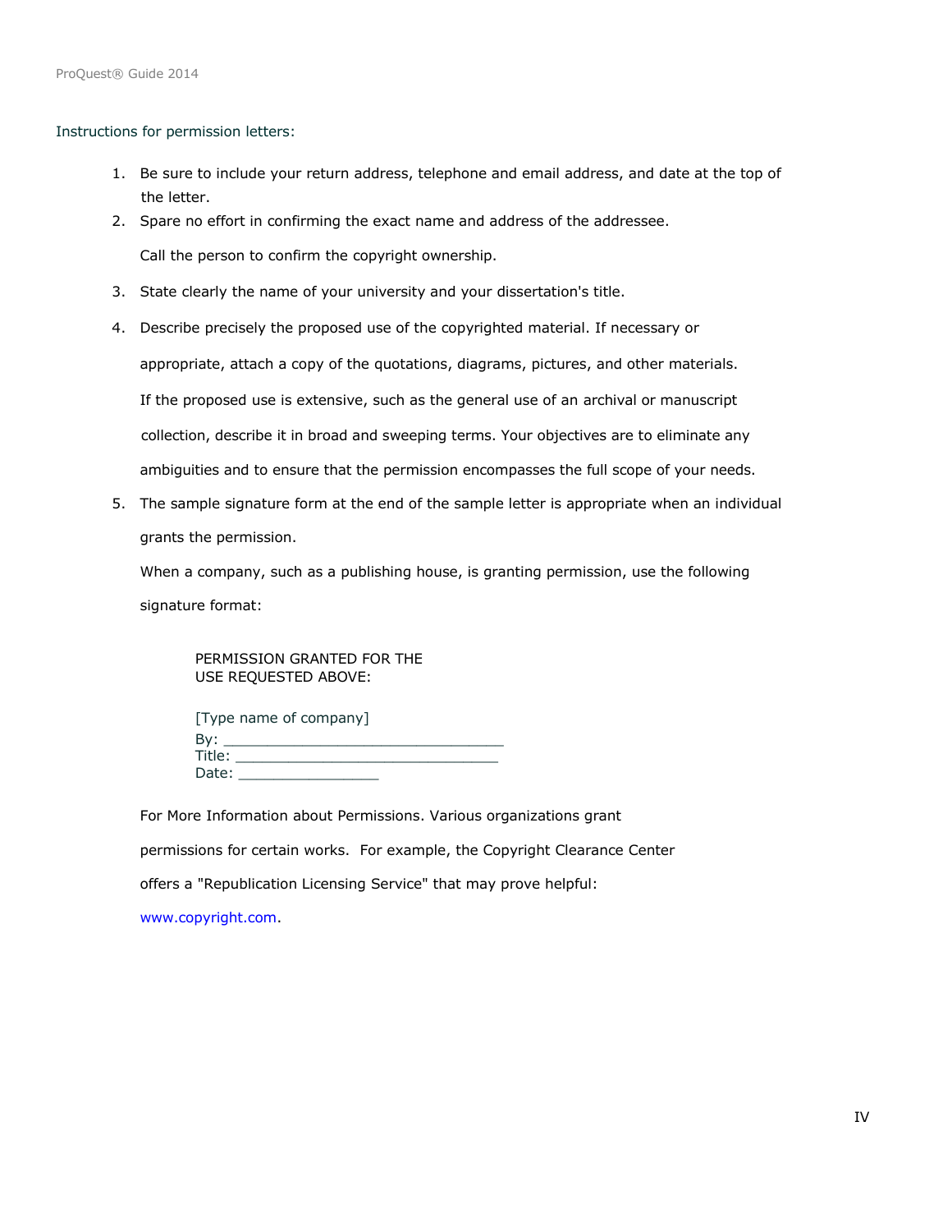Instructions for permission letters:

1. Be sure to include your return address, telephone and email address, and date at the top of the letter.
2. Spare no effort in confirming the exact name and address of the addressee.

   Call the person to confirm the copyright ownership.
3. State clearly the name of your university and your dissertation's title.
4. Describe precisely the proposed use of the copyrighted material. If necessary or appropriate, attach a copy of the quotations, diagrams, pictures, and other materials.

   If the proposed use is extensive, such as the general use of an archival or manuscript collection, describe it in broad and sweeping terms. Your objectives are to eliminate any ambiguities and to ensure that the permission encompasses the full scope of your needs.
5. The sample signature form at the end of the sample letter is appropriate when an individual grants the permission.

   When a company, such as a publishing house, is granting permission, use the following signature format:

   PERMISSION GRANTED FOR THE
   USE REQUESTED ABOVE:

   [Type name of company]
   By: ________________________________
   Title: ______________________________
   Date: ________________

   For More Information about Permissions. Various organizations grant permissions for certain works. For example, the Copyright Clearance Center offers a "Republication Licensing Service" that may prove helpful: www.copyright.com.